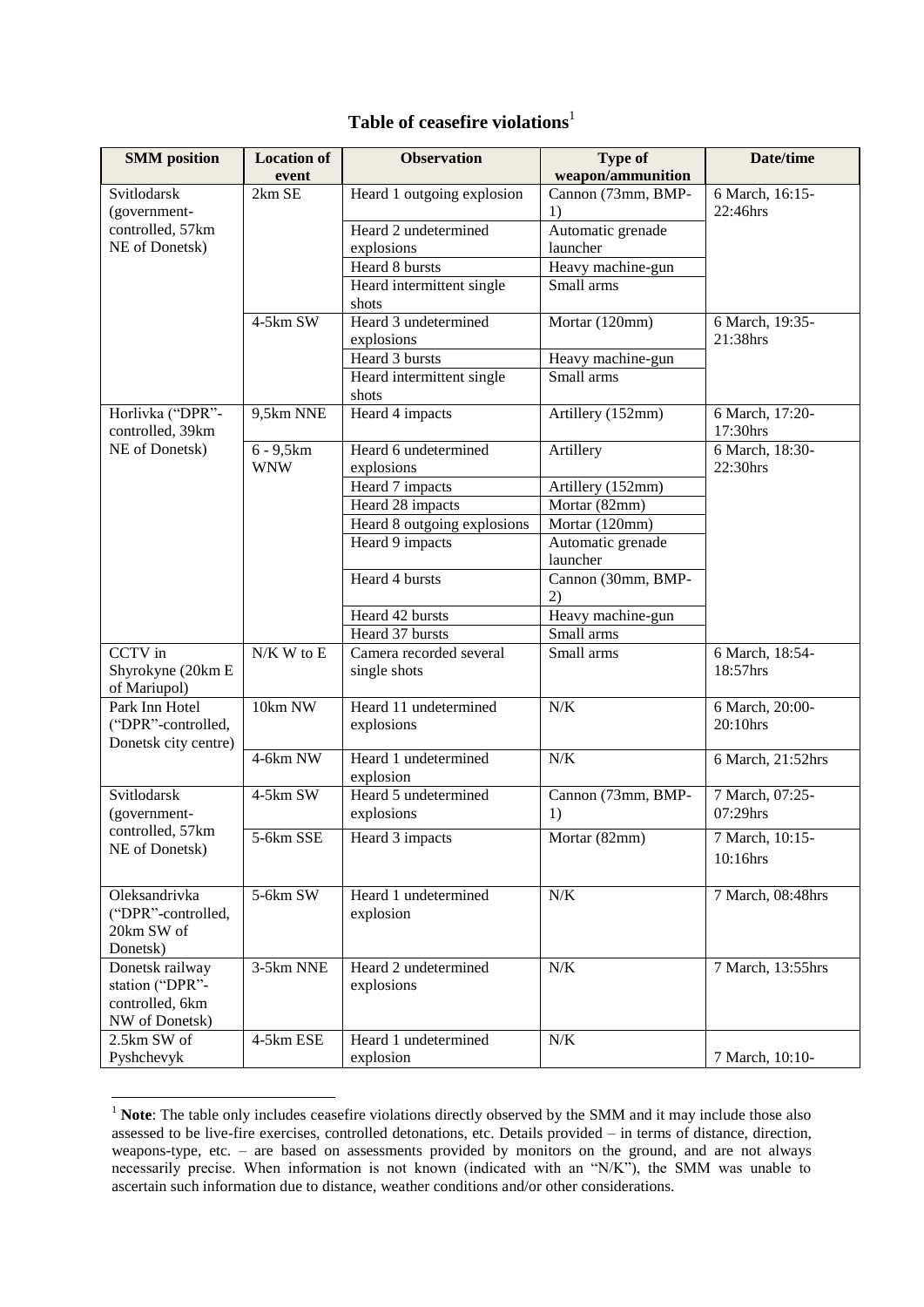## Table of ceasefire violations[1]

| SMM position | Location of event | Observation | Type of weapon/ammunition | Date/time |
|---|---|---|---|---|
| Svitlodarsk (government-controlled, 57km NE of Donetsk) | 2km SE | Heard 1 outgoing explosion | Cannon (73mm, BMP-1) | 6 March, 16:15-22:46hrs |
| | | Heard 2 undetermined explosions | Automatic grenade launcher | |
| | | Heard 8 bursts | Heavy machine-gun | |
| | | Heard intermittent single shots | Small arms | |
| | 4-5km SW | Heard 3 undetermined explosions | Mortar (120mm) | 6 March, 19:35-21:38hrs |
| | | Heard 3 bursts | Heavy machine-gun | |
| | | Heard intermittent single shots | Small arms | |
| Horlivka ("DPR"-controlled, 39km NE of Donetsk) | 9,5km NNE | Heard 4 impacts | Artillery (152mm) | 6 March, 17:20-17:30hrs |
| | 6 - 9,5km WNW | Heard 6 undetermined explosions | Artillery | 6 March, 18:30-22:30hrs |
| | | Heard 7 impacts | Artillery (152mm) | |
| | | Heard 28 impacts | Mortar (82mm) | |
| | | Heard 8 outgoing explosions | Mortar (120mm) | |
| | | Heard 9 impacts | Automatic grenade launcher | |
| | | Heard 4 bursts | Cannon (30mm, BMP-2) | |
| | | Heard 42 bursts | Heavy machine-gun | |
| | | Heard 37 bursts | Small arms | |
| CCTV in Shyrokyne (20km E of Mariupol) | N/K W to E | Camera recorded several single shots | Small arms | 6 March, 18:54-18:57hrs |
| Park Inn Hotel ("DPR"-controlled, Donetsk city centre) | 10km NW | Heard 11 undetermined explosions | N/K | 6 March, 20:00-20:10hrs |
| | 4-6km NW | Heard 1 undetermined explosion | N/K | 6 March, 21:52hrs |
| Svitlodarsk (government-controlled, 57km NE of Donetsk) | 4-5km SW | Heard 5 undetermined explosions | Cannon (73mm, BMP-1) | 7 March, 07:25-07:29hrs |
| | 5-6km SSE | Heard 3 impacts | Mortar (82mm) | 7 March, 10:15-10:16hrs |
| Oleksandrivka ("DPR"-controlled, 20km SW of Donetsk) | 5-6km SW | Heard 1 undetermined explosion | N/K | 7 March, 08:48hrs |
| Donetsk railway station ("DPR"-controlled, 6km NW of Donetsk) | 3-5km NNE | Heard 2 undetermined explosions | N/K | 7 March, 13:55hrs |
| 2.5km SW of Pyshchevyk | 4-5km ESE | Heard 1 undetermined explosion | N/K | 7 March, 10:10- |

[1] **Note**: The table only includes ceasefire violations directly observed by the SMM and it may include those also assessed to be live-fire exercises, controlled detonations, etc. Details provided – in terms of distance, direction, weapons-type, etc. – are based on assessments provided by monitors on the ground, and are not always necessarily precise. When information is not known (indicated with an "N/K"), the SMM was unable to ascertain such information due to distance, weather conditions and/or other considerations.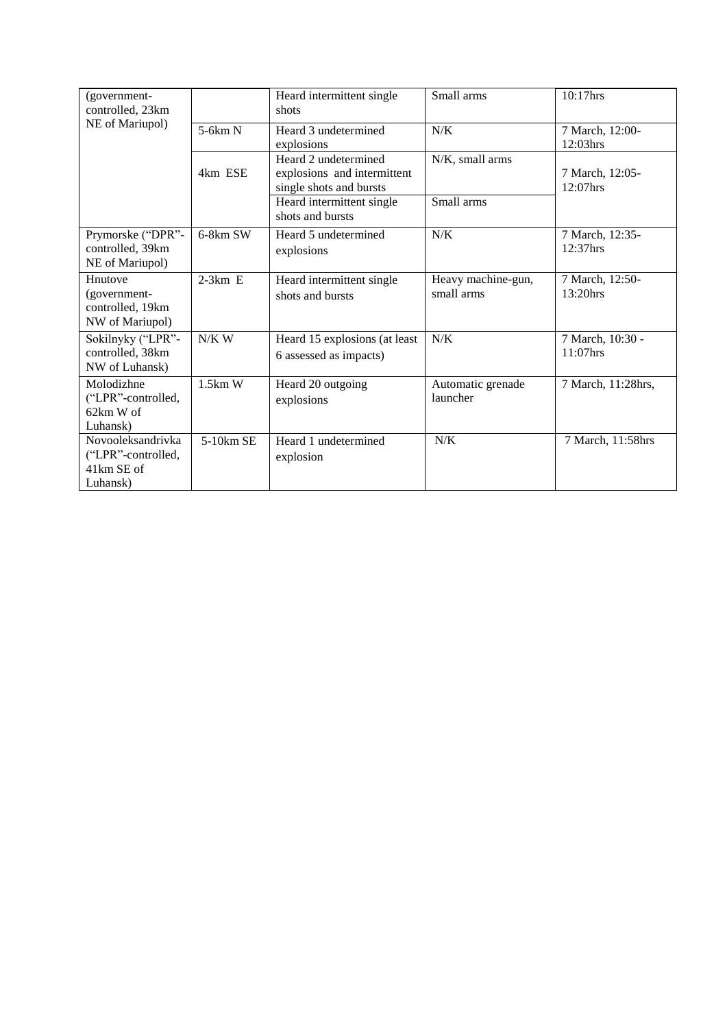| | | | | |
|---|---|---|---|---|
| (government-controlled, 23km NE of Mariupol) | | Heard intermittent single shots | Small arms | 10:17hrs |
| | 5-6km N | Heard 3 undetermined explosions | N/K | 7 March, 12:00-12:03hrs |
| | 4km ESE | Heard 2 undetermined explosions and intermittent single shots and bursts | N/K, small arms | 7 March, 12:05-12:07hrs |
| | | Heard intermittent single shots and bursts | Small arms | |
| Prymorske ("DPR"-controlled, 39km NE of Mariupol) | 6-8km SW | Heard 5 undetermined explosions | N/K | 7 March, 12:35-12:37hrs |
| Hnutove (government-controlled, 19km NW of Mariupol) | 2-3km E | Heard intermittent single shots and bursts | Heavy machine-gun, small arms | 7 March, 12:50-13:20hrs |
| Sokilnyky ("LPR"-controlled, 38km NW of Luhansk) | N/K W | Heard 15 explosions (at least 6 assessed as impacts) | N/K | 7 March, 10:30 - 11:07hrs |
| Molodizhne ("LPR"-controlled, 62km W of Luhansk) | 1.5km W | Heard 20 outgoing explosions | Automatic grenade launcher | 7 March, 11:28hrs, |
| Novooleksandrivka ("LPR"-controlled, 41km SE of Luhansk) | 5-10km SE | Heard 1 undetermined explosion | N/K | 7 March, 11:58hrs |